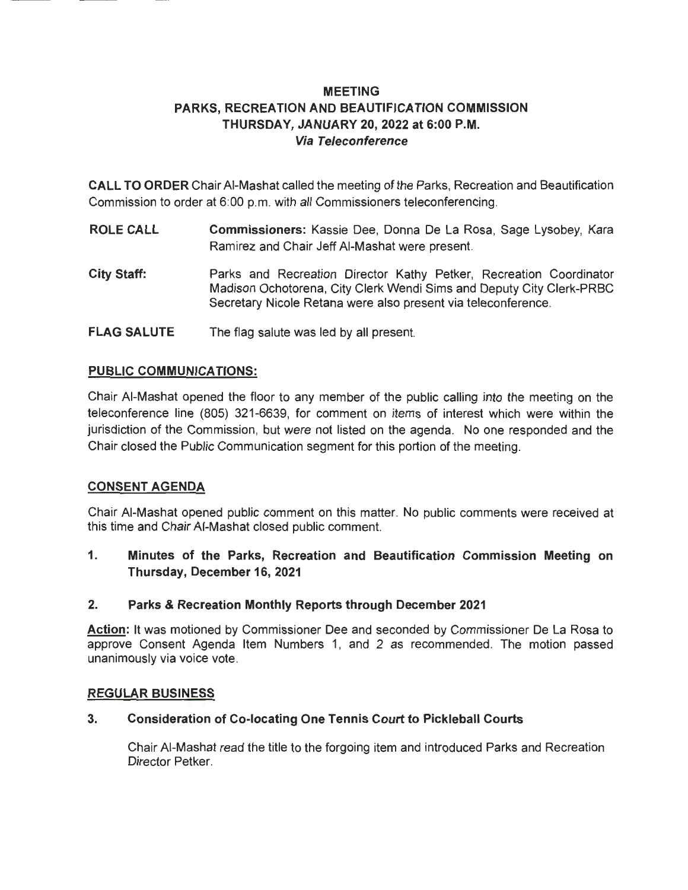# MEETING
## PARKS, RECREATION AND BEAUTIFICATION COMMISSION
## THURSDAY, JANUARY 20, 2022 at 6:00 P.M.
### *Via Teleconference*

**CALL TO ORDER** Chair Al-Mashat called the meeting of the Parks, Recreation and Beautification Commission to order at 6:00 p.m. with all Commissioners teleconferencing.

**ROLE CALL** **Commissioners:** Kassie Dee, Donna De La Rosa, Sage Lysobey, Kara Ramirez and Chair Jeff Al-Mashat were present.

**City Staff:** Parks and Recreation Director Kathy Petker, Recreation Coordinator Madison Ochotorena, City Clerk Wendi Sims and Deputy City Clerk-PRBC Secretary Nicole Retana were also present via teleconference.

**FLAG SALUTE** The flag salute was led by all present.

**PUBLIC COMMUNICATIONS:**

Chair Al-Mashat opened the floor to any member of the public calling into the meeting on the teleconference line (805) 321-6639, for comment on items of interest which were within the jurisdiction of the Commission, but were not listed on the agenda. No one responded and the Chair closed the Public Communication segment for this portion of the meeting.

**CONSENT AGENDA**

Chair Al-Mashat opened public comment on this matter. No public comments were received at this time and Chair Al-Mashat closed public comment.

**1. Minutes of the Parks, Recreation and Beautification Commission Meeting on Thursday, December 16, 2021**

**2. Parks & Recreation Monthly Reports through December 2021**

**Action:** It was motioned by Commissioner Dee and seconded by Commissioner De La Rosa to approve Consent Agenda Item Numbers 1, and 2 as recommended. The motion passed unanimously via voice vote.

**REGULAR BUSINESS**

**3. Consideration of Co-locating One Tennis Court to Pickleball Courts**

Chair Al-Mashat read the title to the forgoing item and introduced Parks and Recreation Director Petker.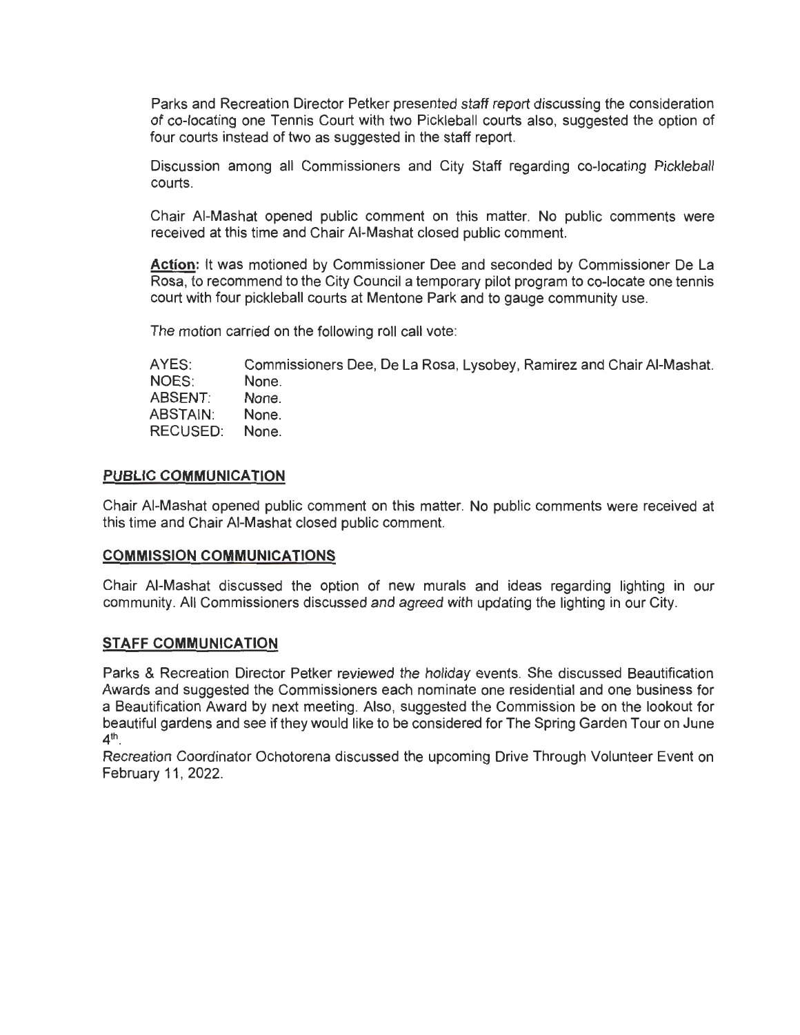Parks and Recreation Director Petker presented staff report discussing the consideration of co-locating one Tennis Court with two Pickleball courts also, suggested the option of four courts instead of two as suggested in the staff report.

Discussion among all Commissioners and City Staff regarding co-locating Pickleball courts.

Chair Al-Mashat opened public comment on this matter. No public comments were received at this time and Chair Al-Mashat closed public comment.

**Action:** It was motioned by Commissioner Dee and seconded by Commissioner De La Rosa, to recommend to the City Council a temporary pilot program to co-locate one tennis court with four pickleball courts at Mentone Park and to gauge community use.

The motion carried on the following roll call vote:

AYES: Commissioners Dee, De La Rosa, Lysobey, Ramirez and Chair Al-Mashat.
NOES: None.
ABSENT: None.
ABSTAIN: None.
RECUSED: None.

## PUBLIC COMMUNICATION

Chair Al-Mashat opened public comment on this matter. No public comments were received at this time and Chair Al-Mashat closed public comment.

## COMMISSION COMMUNICATIONS

Chair Al-Mashat discussed the option of new murals and ideas regarding lighting in our community. All Commissioners discussed and agreed with updating the lighting in our City.

## STAFF COMMUNICATION

Parks & Recreation Director Petker reviewed the holiday events. She discussed Beautification Awards and suggested the Commissioners each nominate one residential and one business for a Beautification Award by next meeting. Also, suggested the Commission be on the lookout for beautiful gardens and see if they would like to be considered for The Spring Garden Tour on June 4th.

Recreation Coordinator Ochotorena discussed the upcoming Drive Through Volunteer Event on February 11, 2022.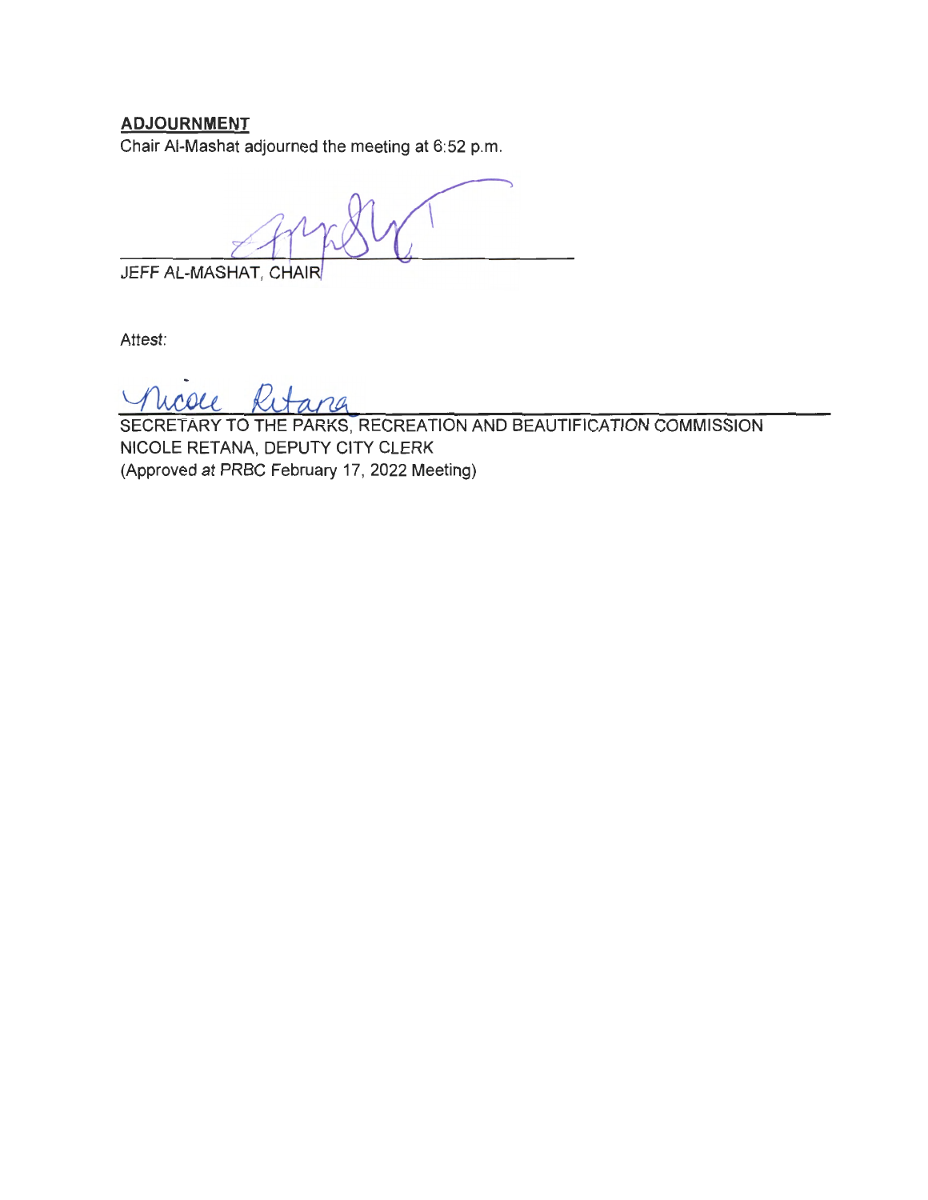**ADJOURNMENT**

Chair Al-Mashat adjourned the meeting at 6:52 p.m.

JEFF AL-MASHAT, CHAIR

Attest:

SECRETARY TO THE PARKS, RECREATION AND BEAUTIFICATION COMMISSION
NICOLE RETANA, DEPUTY CITY CLERK
(Approved at PRBC February 17, 2022 Meeting)